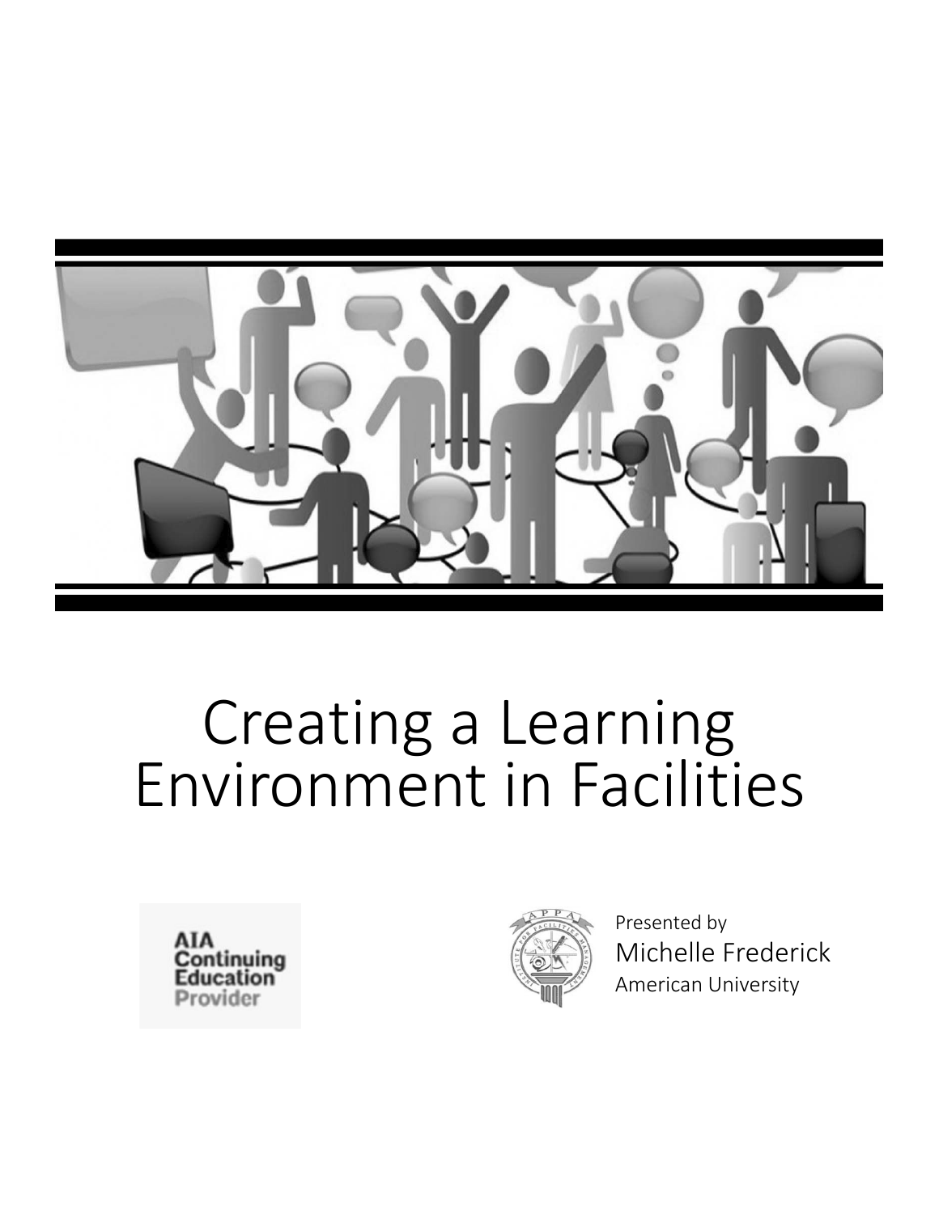# Creating a Learning Environment in Facilities

AIA Continuing Education Provider

Presented by
Michelle Frederick
American University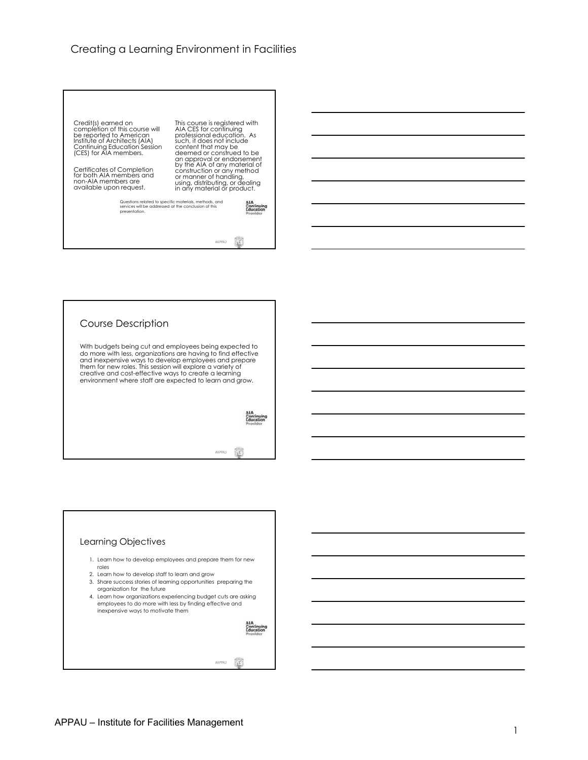Credit(s) earned on completion of this course will be reported to American Institute of Architects (AIA) Continuing Education Session (CES) for AIA members.

Certificates of Completion for both AIA members and non-AIA members are available upon request.

This course is registered with AIA CES for continuing professional education. As such, it does not include content that may be deemed or construed to be an approval or endorsement by the AIA of any material of construction or any method or manner of handling, using, distributing, or dealing in any material or product.

Questions related to specific materials, methods, and services will be addressed at the conclusion of this presentation.

AIA Continuing Education Provider

#APPAU

## Course Description

With budgets being cut and employees being expected to do more with less, organizations are having to find effective and inexpensive ways to develop employees and prepare them for new roles. This session will explore a variety of creative and cost-effective ways to create a learning environment where staff are expected to learn and grow.

AIA Continuing Education Provider

#APPAU

## Learning Objectives

1. Learn how to develop employees and prepare them for new roles
2. Learn how to develop staff to learn and grow
3. Share success stories of learning opportunities preparing the organization for the future
4. Learn how organizations experiencing budget cuts are asking employees to do more with less by finding effective and inexpensive ways to motivate them

AIA Continuing Education Provider

#APPAU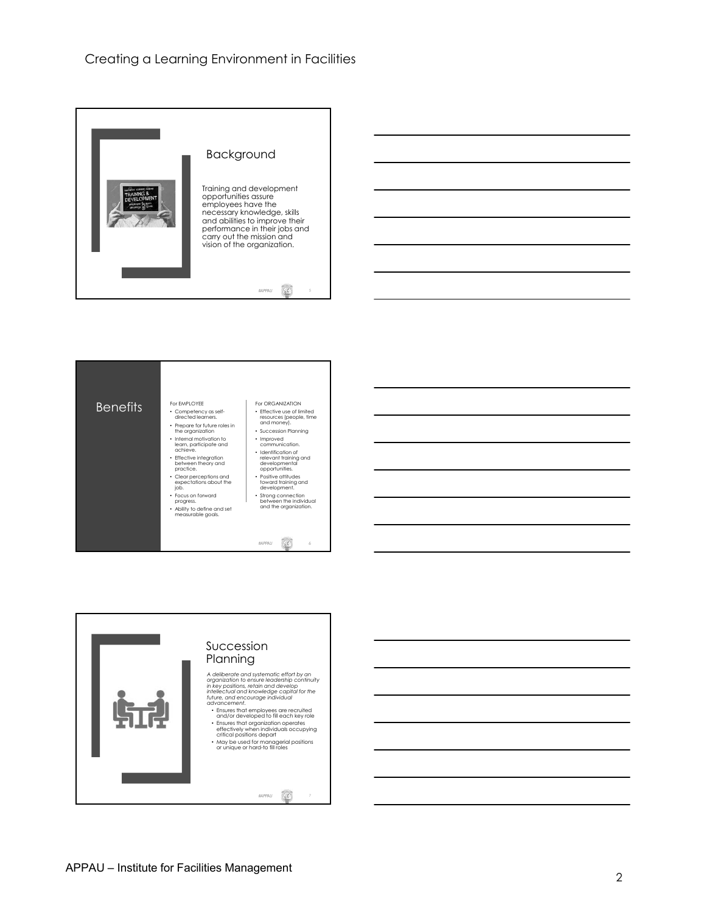## Background

Training and development opportunities assure employees have the necessary knowledge, skills and abilities to improve their performance in their jobs and carry out the mission and vision of the organization.

## Benefits

For EMPLOYEE

- Competency as self-directed learners.
- Prepare for future roles in the organization
- Internal motivation to learn, participate and achieve.
- Effective integration between theory and practice.
- Clear perceptions and expectations about the job.
- Focus on forward progress.
- Ability to define and set measurable goals.

For ORGANIZATION

- Effective use of limited resources (people, time and money).
- Succession Planning
- Improved communication.
- Identification of relevant training and developmental opportunities.
- Positive attitudes toward training and development.
- Strong connection between the individual and the organization.

## Succession Planning

*A deliberate and systematic effort by an organization to ensure leadership continuity in key positions, retain and develop intellectual and knowledge capital for the future, and encourage individual advancement.*

- Ensures that employees are recruited and/or developed to fill each key role
- Ensures that organization operates effectively when individuals occupying critical positions depart
- May be used for managerial positions or unique or hard-to fill roles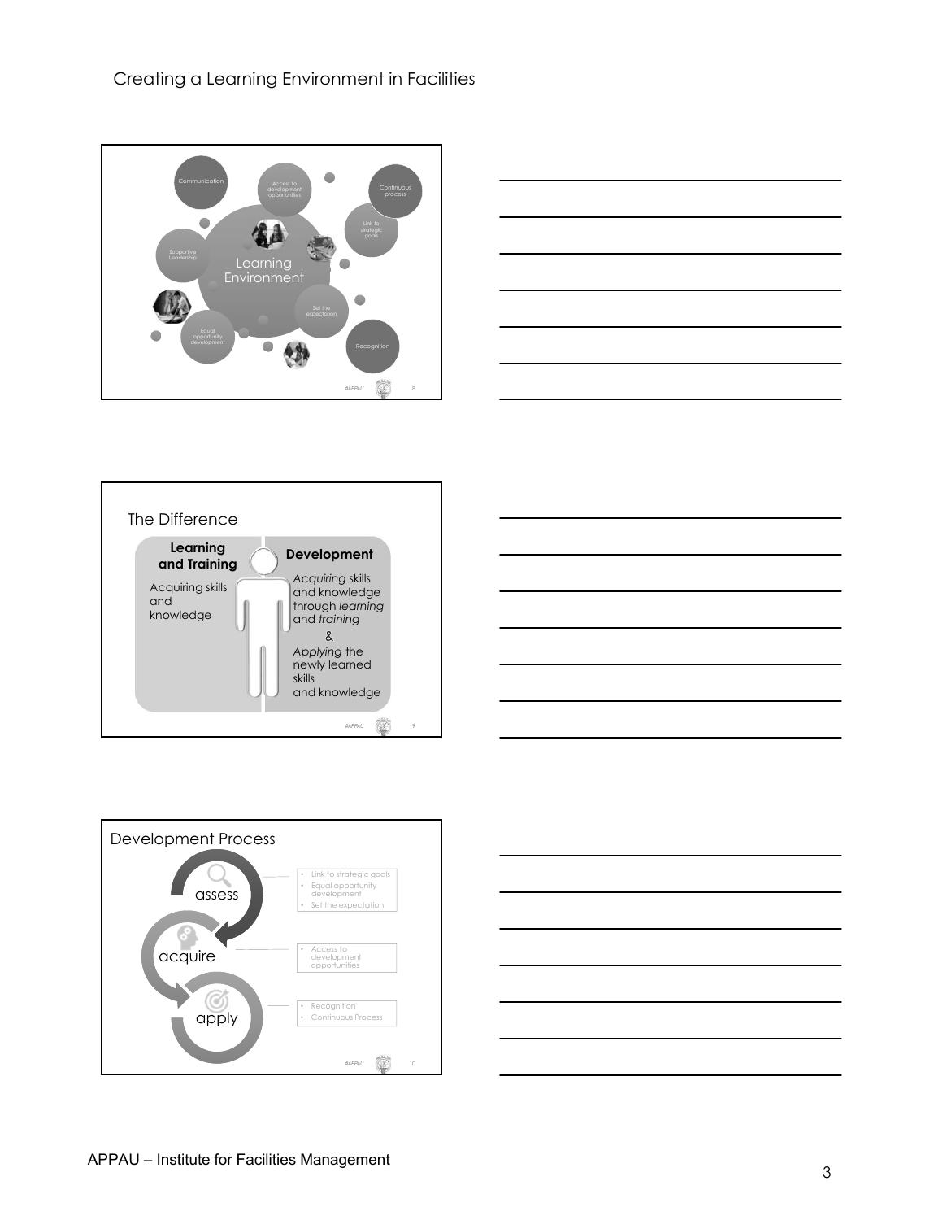Creating a Learning Environment in Facilities

Learning Environment

- Communication
- Access to development opportunities
- Continuous process
- Link to strategic goals
- Supportive Leadership
- Set the expectation
- Equal opportunity development
- Recognition

#APPAU

## The Difference

| Learning and Training | Development |
| --- | --- |
| Acquiring skills and knowledge | *Acquiring* skills and knowledge through *learning* and *training* & *Applying* the newly learned skills and knowledge |

#APPAU

## Development Process

- **assess**
  - Link to strategic goals
  - Equal opportunity development
  - Set the expectation
- **acquire**
  - Access to development opportunities
- **apply**
  - Recognition
  - Continuous Process

#APPAU

APPAU – Institute for Facilities Management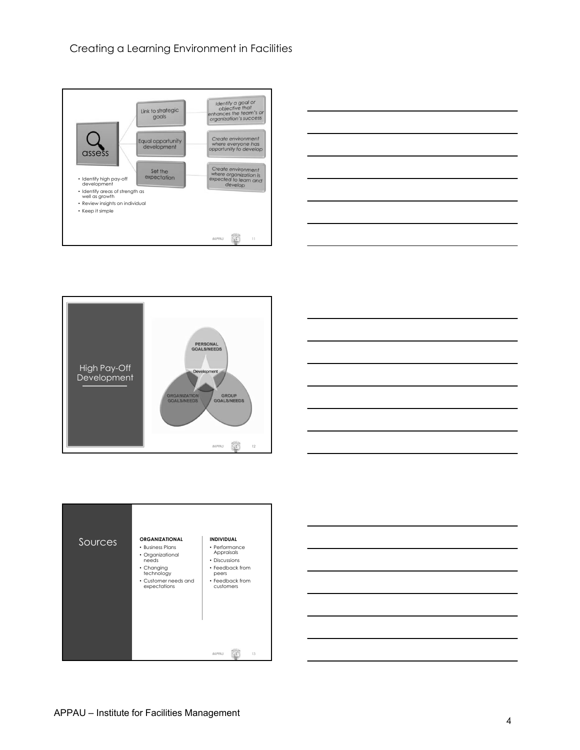Slide 11

**assess**

- Link to strategic goals — *Identify a goal or objective that enhances the team's or organization's success*
- Equal opportunity development — *Create environment where everyone has opportunity to develop*
- Set the expectation — *Create environment where organization is expected to learn and develop*

- Identify high pay-off development
- Identify areas of strength as well as growth
- Review insights on individual
- Keep it simple

Slide 12

## High Pay-Off Development

- PERSONAL GOALS/NEEDS
- ORGANIZATION GOALS/NEEDS
- GROUP GOALS/NEEDS
- Development

Slide 13

## Sources

**ORGANIZATIONAL**
- Business Plans
- Organizational needs
- Changing technology
- Customer needs and expectations

**INDIVIDUAL**
- Performance Appraisals
- Discussions
- Feedback from peers
- Feedback from customers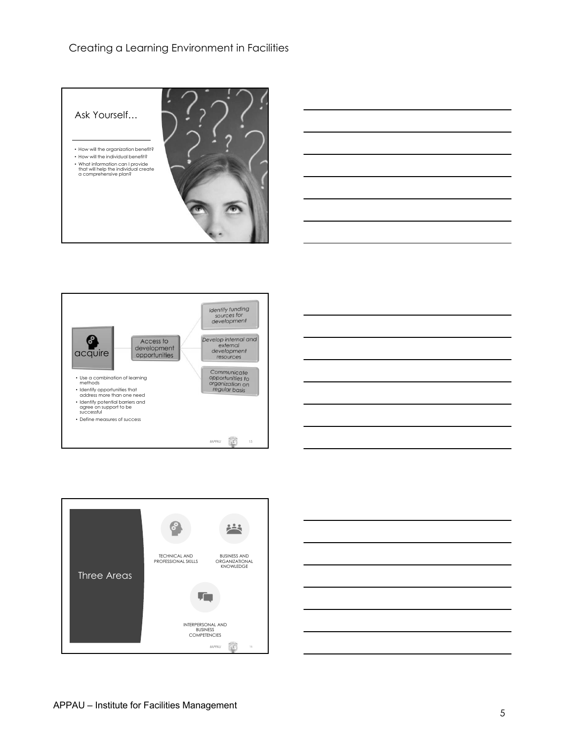## Ask Yourself…

- How will the organization benefit?
- How will the individual benefit?
- What information can I provide that will help the individual create a comprehensive plan?

acquire

Access to development opportunities

- *Identify funding sources for development*
- *Develop internal and external development resources*
- *Communicate opportunities to organization on regular basis*

- Use a combination of learning methods
- Identify opportunities that address more than one need
- Identify potential barriers and agree on support to be successful
- Define measures of success

#APPAU

## Three Areas

- TECHNICAL AND PROFESSIONAL SKILLS
- BUSINESS AND ORGANIZATIONAL KNOWLEDGE
- INTERPERSONAL AND BUSINESS COMPETENCIES

#APPAU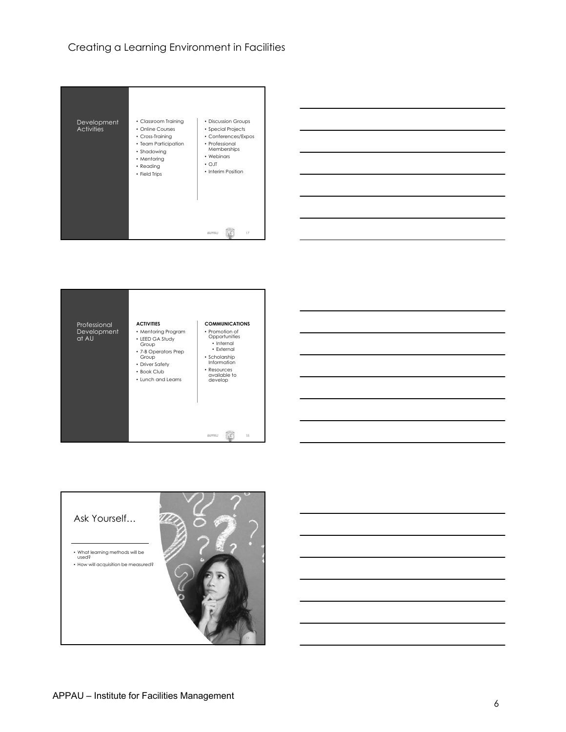## Development Activities

- Classroom Training
- Online Courses
- Cross-Training
- Team Participation
- Shadowing
- Mentoring
- Reading
- Field Trips
- Discussion Groups
- Special Projects
- Conferences/Expos
- Professional Memberships
- Webinars
- OJT
- Interim Position

## Professional Development at AU

**ACTIVITIES**

- Mentoring Program
- LEED GA Study Group
- 7-B Operators Prep Group
- Driver Safety
- Book Club
- Lunch and Learns

**COMMUNICATIONS**

- Promotion of Opportunities
  - Internal
  - External
- Scholarship Information
- Resources available to develop

## Ask Yourself…

- What learning methods will be used?
- How will acquisition be measured?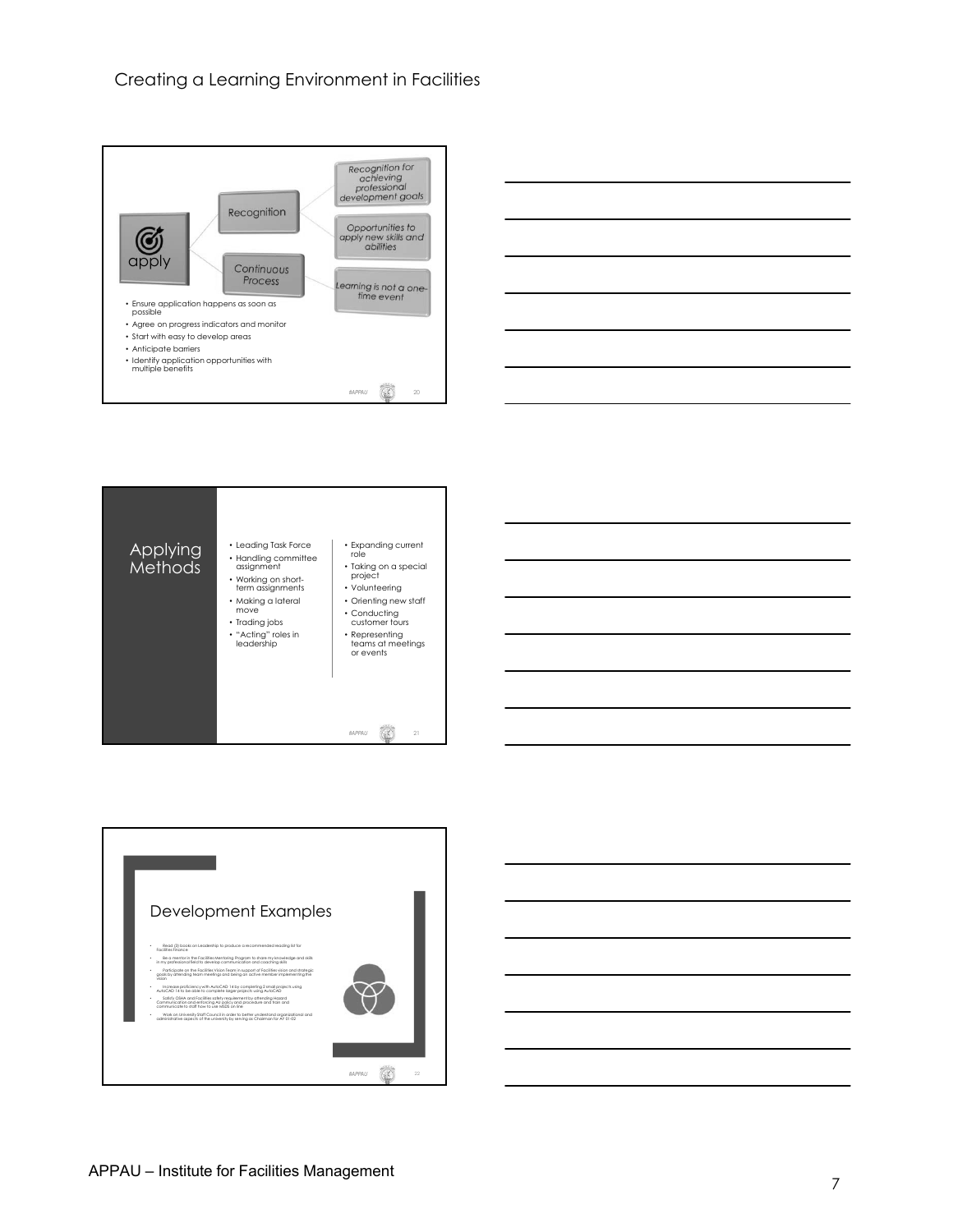# Creating a Learning Environment in Facilities

apply

Recognition

- Recognition for achieving professional development goals
- Opportunities to apply new skills and abilities

Continuous Process

- Learning is not a one-time event

- Ensure application happens as soon as possible
- Agree on progress indicators and monitor
- Start with easy to develop areas
- Anticipate barriers
- Identify application opportunities with multiple benefits

## Applying Methods

- Leading Task Force
- Handling committee assignment
- Working on short-term assignments
- Making a lateral move
- Trading jobs
- "Acting" roles in leadership
- Expanding current role
- Taking on a special project
- Volunteering
- Orienting new staff
- Conducting customer tours
- Representing teams at meetings or events

## Development Examples

- Read (3) books on Leadership to produce a recommended reading list for Facilities Finance.
- Be a mentor in the Facilities Mentoring Program to share my knowledge and skills in my professional field to develop communication and coaching skills
- Participate on the Facilities Vision Team in support of Facilities vision and strategic goals by attending team meetings and being an active member implementing the vision
- Increase proficiency with AutoCAD 14 by completing 2 small projects using AutoCAD 14 to be able to complete larger projects using AutoCAD
- Satisfy OSHA and Facilities safety requirement by attending Hazard Communication and enforcing AU policy and procedure and train and communicate to staff how to use MSDS on line
- Work on University Staff Council in order to better understand organizational and administrative aspects of the university by serving as Chairman for AY 01-02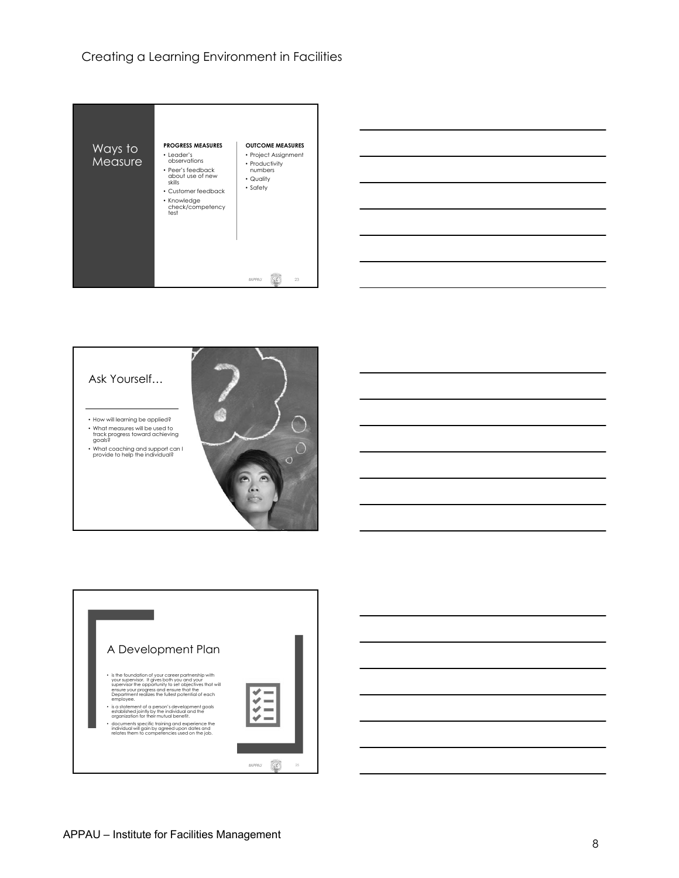## Ways to Measure

**PROGRESS MEASURES**

- Leader's observations
- Peer's feedback about use of new skills
- Customer feedback
- Knowledge check/competency test

**OUTCOME MEASURES**

- Project Assignment
- Productivity numbers
- Quality
- Safety

## Ask Yourself…

- How will learning be applied?
- What measures will be used to track progress toward achieving goals?
- What coaching and support can I provide to help the individual?

## A Development Plan

- is the foundation of your career partnership with your supervisor. It gives both you and your supervisor the opportunity to set objectives that will ensure your progress and ensure that the Department realizes the fullest potential of each employee.
- is a statement of a person's development goals established jointly by the individual and the organization for their mutual benefit.
- documents specific training and experience the individual will gain by agreed upon dates and relates them to competencies used on the job.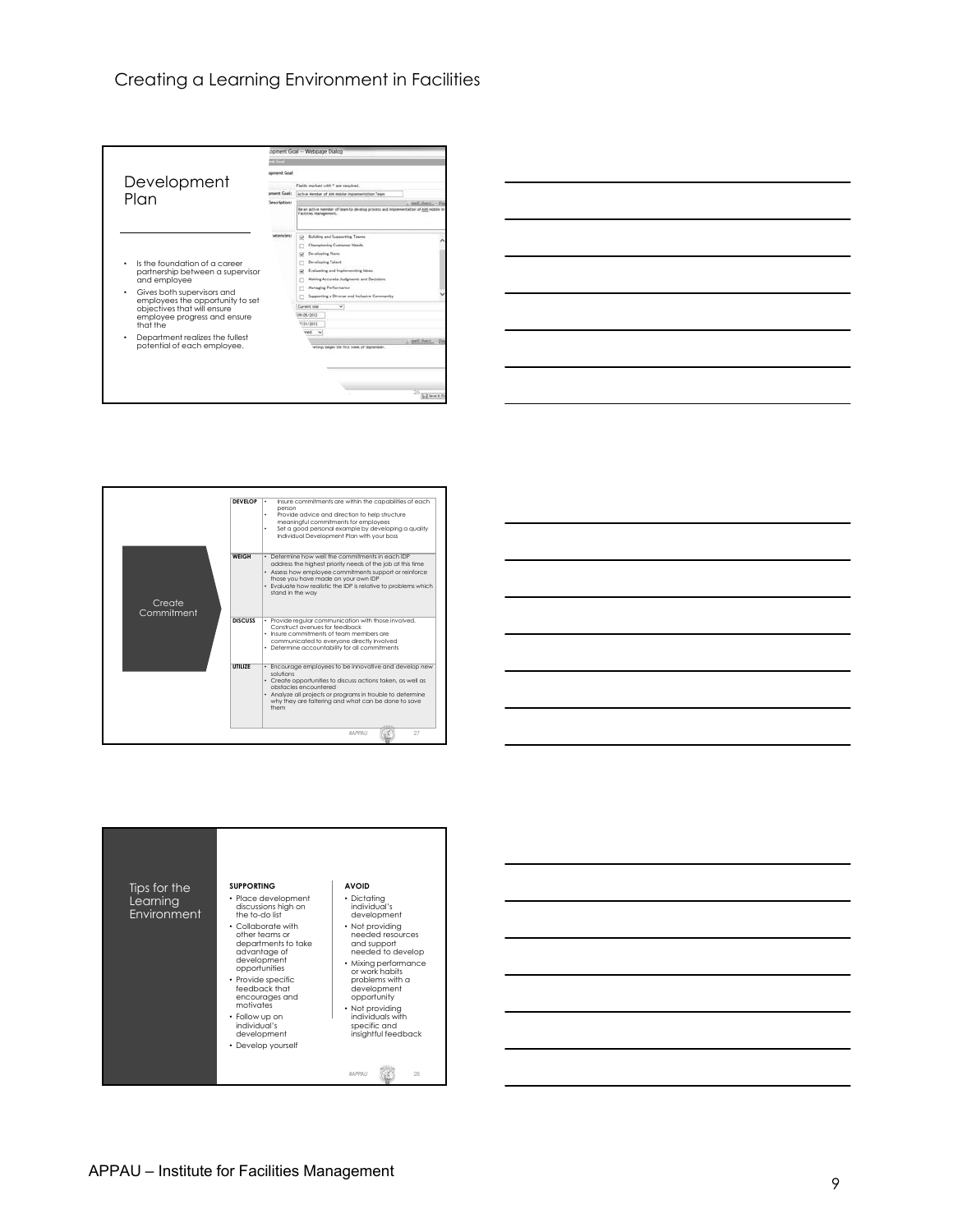# Creating a Learning Environment in Facilities

## Development Plan

- Is the foundation of a career partnership between a supervisor and employee
- Gives both supervisors and employees the opportunity to set objectives that will ensure employee progress and ensure that the
- Department realizes the fullest potential of each employee.

## Create Commitment

| | |
|---|---|
| **DEVELOP** | • Insure commitments are within the capabilities of each person<br>• Provide advice and direction to help structure meaningful commitments for employees<br>• Set a good personal example by developing a quality Individual Development Plan with your boss |
| **WEIGH** | • Determine how well the commitments in each IDP address the highest priority needs of the job at this time<br>• Assess how employee commitments support or reinforce those you have made on your own IDP<br>• Evaluate how realistic the IDP is relative to problems which stand in the way |
| **DISCUSS** | • Provide regular communication with those involved. Construct avenues for feedback<br>• Insure commitments of team members are communicated to everyone directly involved<br>• Determine accountability for all commitments |
| **UTILIZE** | • Encourage employees to be innovative and develop new solutions<br>• Create opportunities to discuss actions taken, as well as obstacles encountered<br>• Analyze all projects or programs in trouble to determine why they are faltering and what can be done to save them |

## Tips for the Learning Environment

**SUPPORTING**

- Place development discussions high on the to-do list
- Collaborate with other teams or departments to take advantage of development opportunities
- Provide specific feedback that encourages and motivates
- Follow up on individual's development
- Develop yourself

**AVOID**

- Dictating individual's development
- Not providing needed resources and support needed to develop
- Mixing performance or work habits problems with a development opportunity
- Not providing individuals with specific and insightful feedback

APPAU – Institute for Facilities Management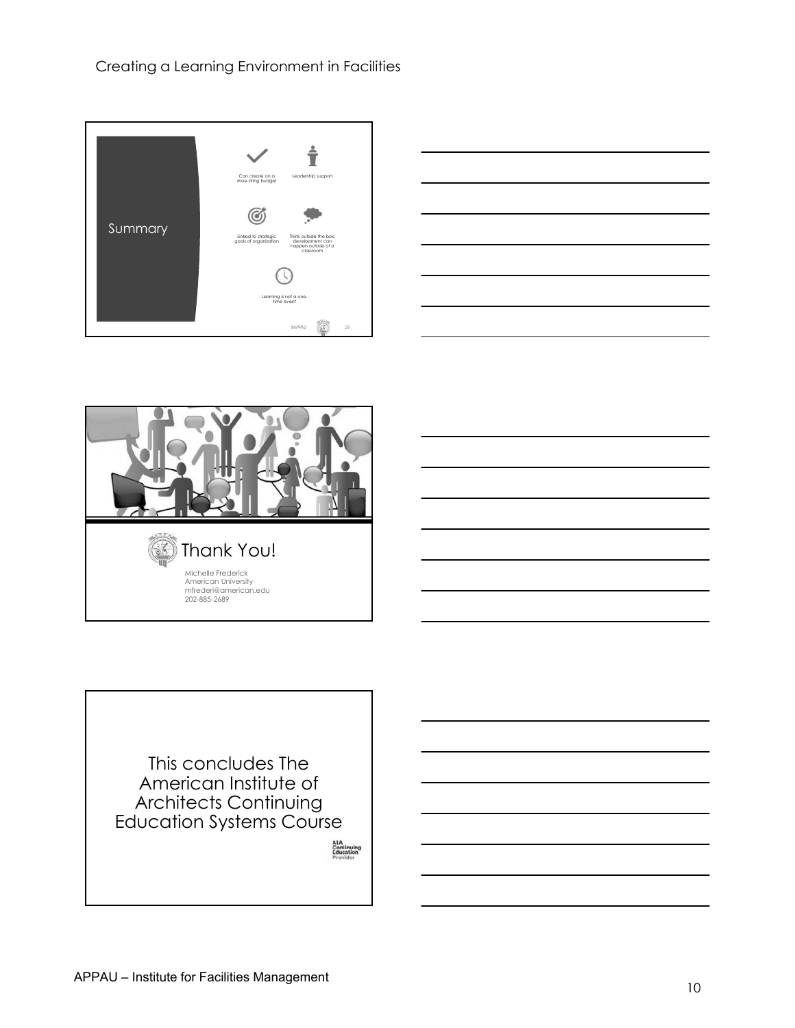## Summary

- Can create on a shoe-string budget
- Leadership support
- Linked to strategic goals of organization
- Think outside the box, development can happen outside of a classroom
- Learning is not a one-time event

#APPAU

## Thank You!

Michelle Frederick
American University
mfrederi@american.edu
202-885-2689

This concludes The American Institute of Architects Continuing Education Systems Course

AIA Continuing Education Provider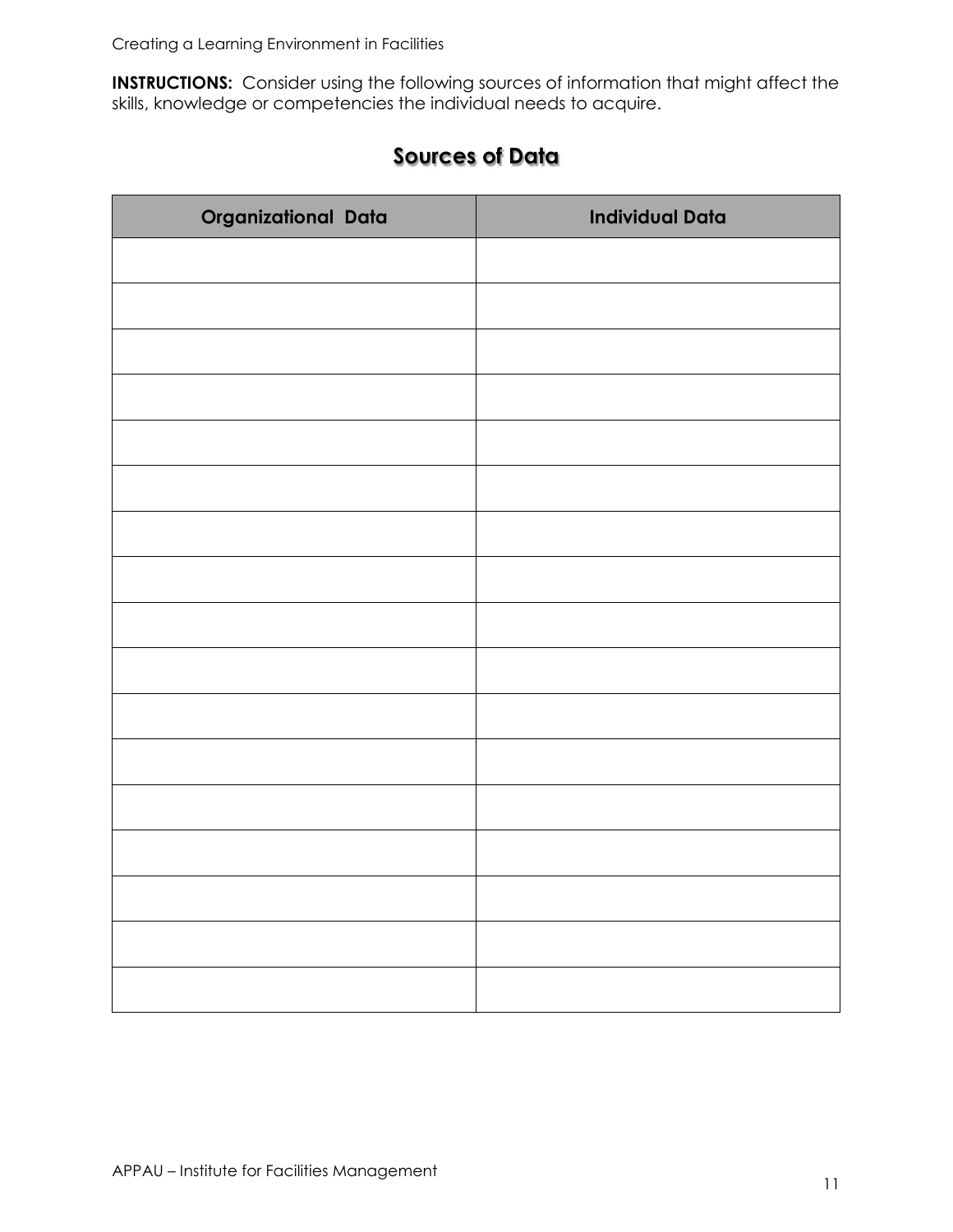**INSTRUCTIONS:** Consider using the following sources of information that might affect the skills, knowledge or competencies the individual needs to acquire.

## Sources of Data

| Organizational Data | Individual Data |
|---|---|
| | |
| | |
| | |
| | |
| | |
| | |
| | |
| | |
| | |
| | |
| | |
| | |
| | |
| | |
| | |
| | |
| | |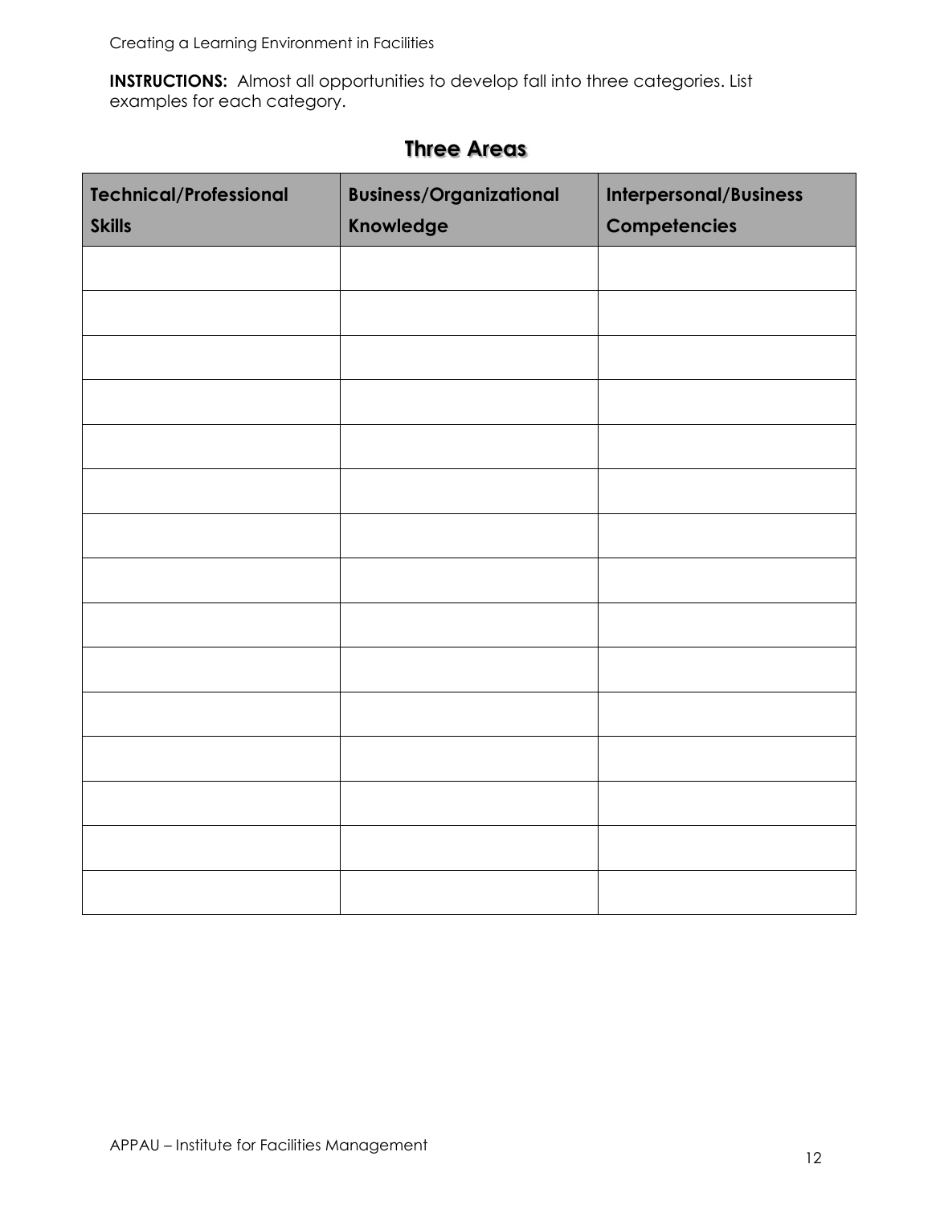**INSTRUCTIONS:** Almost all opportunities to develop fall into three categories. List examples for each category.

## Three Areas

| Technical/Professional Skills | Business/Organizational Knowledge | Interpersonal/Business Competencies |
| --- | --- | --- |
| | | |
| | | |
| | | |
| | | |
| | | |
| | | |
| | | |
| | | |
| | | |
| | | |
| | | |
| | | |
| | | |
| | | |
| | | |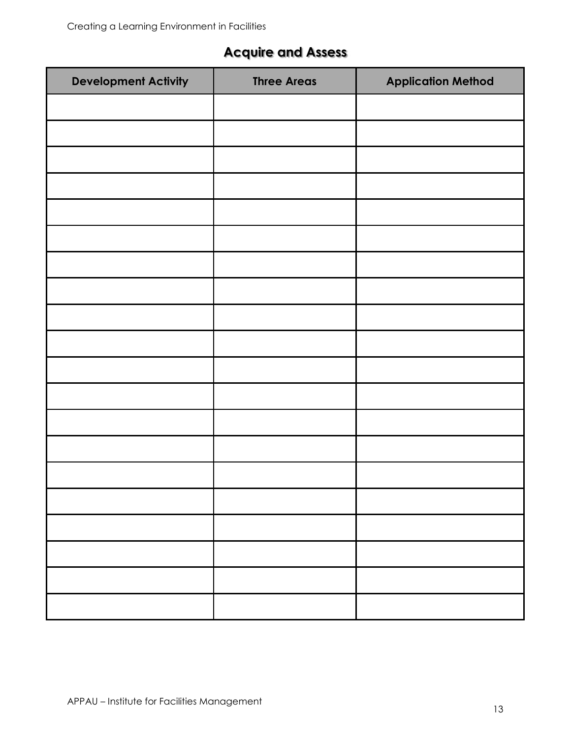## Acquire and Assess

| Development Activity | Three Areas | Application Method |
|---|---|---|
| | | |
| | | |
| | | |
| | | |
| | | |
| | | |
| | | |
| | | |
| | | |
| | | |
| | | |
| | | |
| | | |
| | | |
| | | |
| | | |
| | | |
| | | |
| | | |
| | | |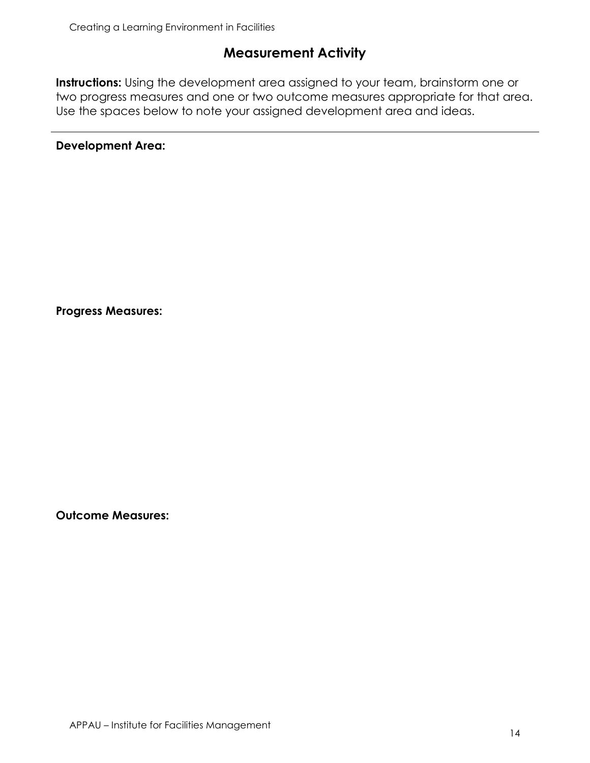# Measurement Activity

**Instructions:** Using the development area assigned to your team, brainstorm one or two progress measures and one or two outcome measures appropriate for that area. Use the spaces below to note your assigned development area and ideas.

---

**Development Area:**

**Progress Measures:**

**Outcome Measures:**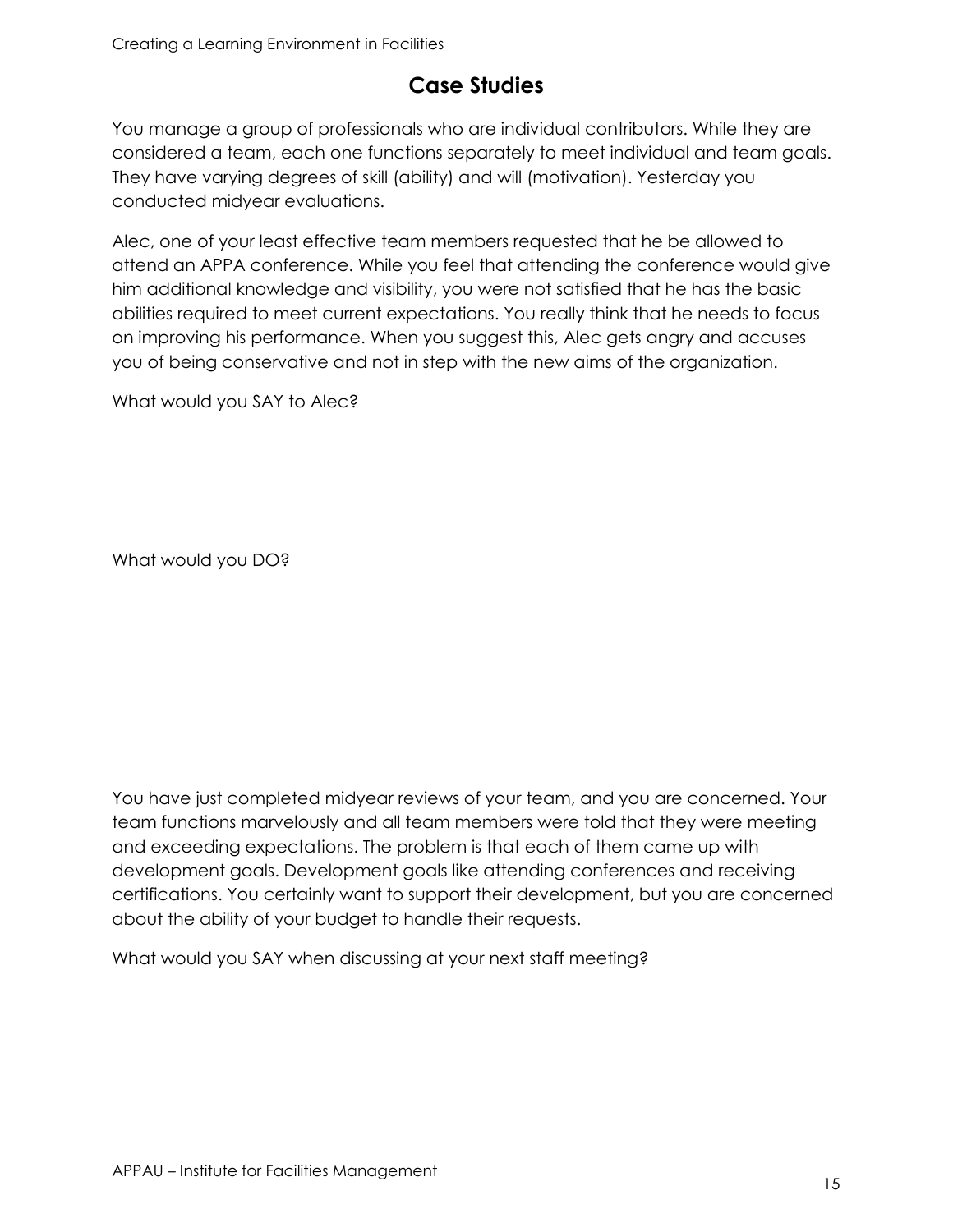# Case Studies

You manage a group of professionals who are individual contributors. While they are considered a team, each one functions separately to meet individual and team goals. They have varying degrees of skill (ability) and will (motivation). Yesterday you conducted midyear evaluations.

Alec, one of your least effective team members requested that he be allowed to attend an APPA conference. While you feel that attending the conference would give him additional knowledge and visibility, you were not satisfied that he has the basic abilities required to meet current expectations. You really think that he needs to focus on improving his performance. When you suggest this, Alec gets angry and accuses you of being conservative and not in step with the new aims of the organization.

What would you SAY to Alec?

What would you DO?

You have just completed midyear reviews of your team, and you are concerned. Your team functions marvelously and all team members were told that they were meeting and exceeding expectations. The problem is that each of them came up with development goals. Development goals like attending conferences and receiving certifications. You certainly want to support their development, but you are concerned about the ability of your budget to handle their requests.

What would you SAY when discussing at your next staff meeting?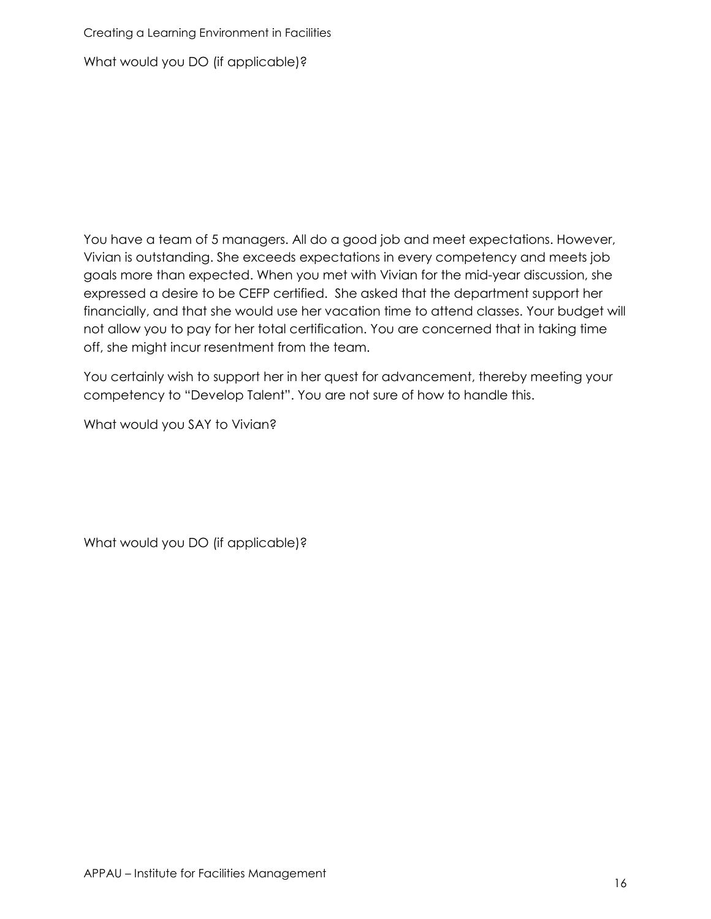What would you DO (if applicable)?

You have a team of 5 managers. All do a good job and meet expectations. However, Vivian is outstanding. She exceeds expectations in every competency and meets job goals more than expected. When you met with Vivian for the mid-year discussion, she expressed a desire to be CEFP certified. She asked that the department support her financially, and that she would use her vacation time to attend classes. Your budget will not allow you to pay for her total certification. You are concerned that in taking time off, she might incur resentment from the team.

You certainly wish to support her in her quest for advancement, thereby meeting your competency to "Develop Talent". You are not sure of how to handle this.

What would you SAY to Vivian?

What would you DO (if applicable)?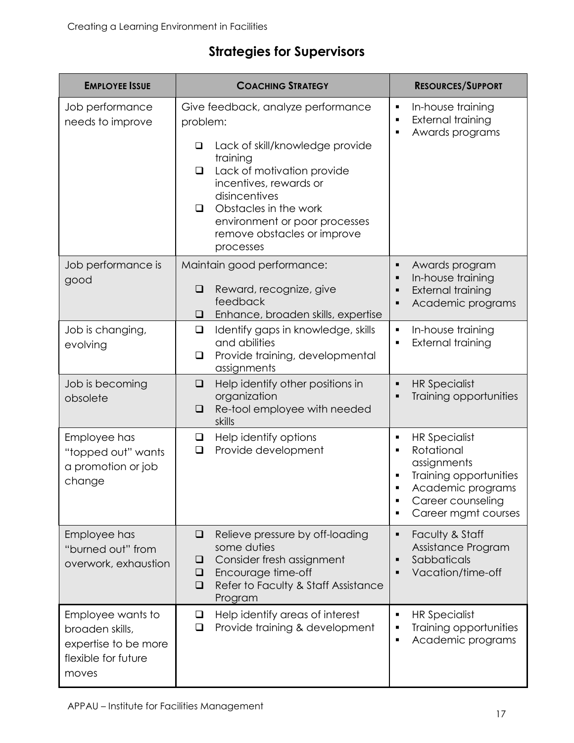## Strategies for Supervisors

| EMPLOYEE ISSUE | COACHING STRATEGY | RESOURCES/SUPPORT |
|---|---|---|
| Job performance needs to improve | Give feedback, analyze performance problem:<br>❑ Lack of skill/knowledge provide training<br>❑ Lack of motivation provide incentives, rewards or disincentives<br>❑ Obstacles in the work environment or poor processes remove obstacles or improve processes | ▪ In-house training<br>▪ External training<br>▪ Awards programs |
| Job performance is good | Maintain good performance:<br>❑ Reward, recognize, give feedback<br>❑ Enhance, broaden skills, expertise | ▪ Awards program<br>▪ In-house training<br>▪ External training<br>▪ Academic programs |
| Job is changing, evolving | ❑ Identify gaps in knowledge, skills and abilities<br>❑ Provide training, developmental assignments | ▪ In-house training<br>▪ External training |
| Job is becoming obsolete | ❑ Help identify other positions in organization<br>❑ Re-tool employee with needed skills | ▪ HR Specialist<br>▪ Training opportunities |
| Employee has "topped out" wants a promotion or job change | ❑ Help identify options<br>❑ Provide development | ▪ HR Specialist<br>▪ Rotational assignments<br>▪ Training opportunities<br>▪ Academic programs<br>▪ Career counseling<br>▪ Career mgmt courses |
| Employee has "burned out" from overwork, exhaustion | ❑ Relieve pressure by off-loading some duties<br>❑ Consider fresh assignment<br>❑ Encourage time-off<br>❑ Refer to Faculty & Staff Assistance Program | ▪ Faculty & Staff Assistance Program<br>▪ Sabbaticals<br>▪ Vacation/time-off |
| Employee wants to broaden skills, expertise to be more flexible for future moves | ❑ Help identify areas of interest<br>❑ Provide training & development | ▪ HR Specialist<br>▪ Training opportunities<br>▪ Academic programs |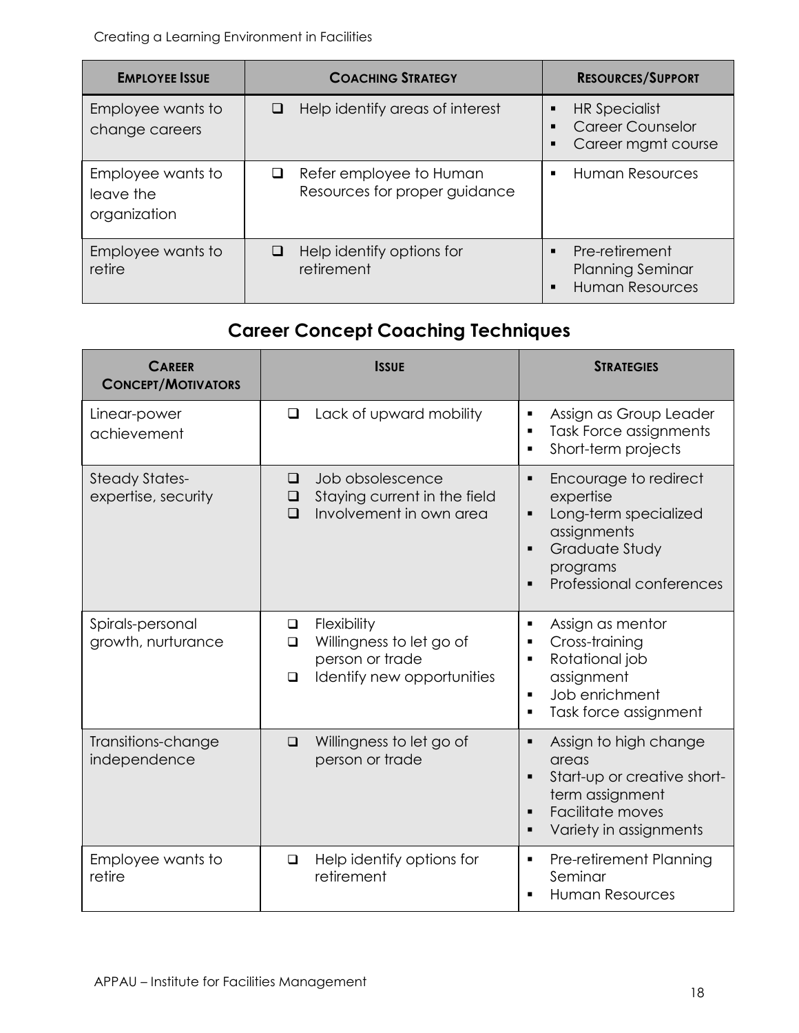| EMPLOYEE ISSUE | COACHING STRATEGY | RESOURCES/SUPPORT |
|---|---|---|
| Employee wants to change careers | ❑ Help identify areas of interest | ▪ HR Specialist<br>▪ Career Counselor<br>▪ Career mgmt course |
| Employee wants to leave the organization | ❑ Refer employee to Human Resources for proper guidance | ▪ Human Resources |
| Employee wants to retire | ❑ Help identify options for retirement | ▪ Pre-retirement Planning Seminar<br>▪ Human Resources |

## Career Concept Coaching Techniques

| CAREER CONCEPT/MOTIVATORS | ISSUE | STRATEGIES |
|---|---|---|
| Linear-power achievement | ❑ Lack of upward mobility | ▪ Assign as Group Leader<br>▪ Task Force assignments<br>▪ Short-term projects |
| Steady States-expertise, security | ❑ Job obsolescence<br>❑ Staying current in the field<br>❑ Involvement in own area | ▪ Encourage to redirect expertise<br>▪ Long-term specialized assignments<br>▪ Graduate Study programs<br>▪ Professional conferences |
| Spirals-personal growth, nurturance | ❑ Flexibility<br>❑ Willingness to let go of person or trade<br>❑ Identify new opportunities | ▪ Assign as mentor<br>▪ Cross-training<br>▪ Rotational job assignment<br>▪ Job enrichment<br>▪ Task force assignment |
| Transitions-change independence | ❑ Willingness to let go of person or trade | ▪ Assign to high change areas<br>▪ Start-up or creative short-term assignment<br>▪ Facilitate moves<br>▪ Variety in assignments |
| Employee wants to retire | ❑ Help identify options for retirement | ▪ Pre-retirement Planning Seminar<br>▪ Human Resources |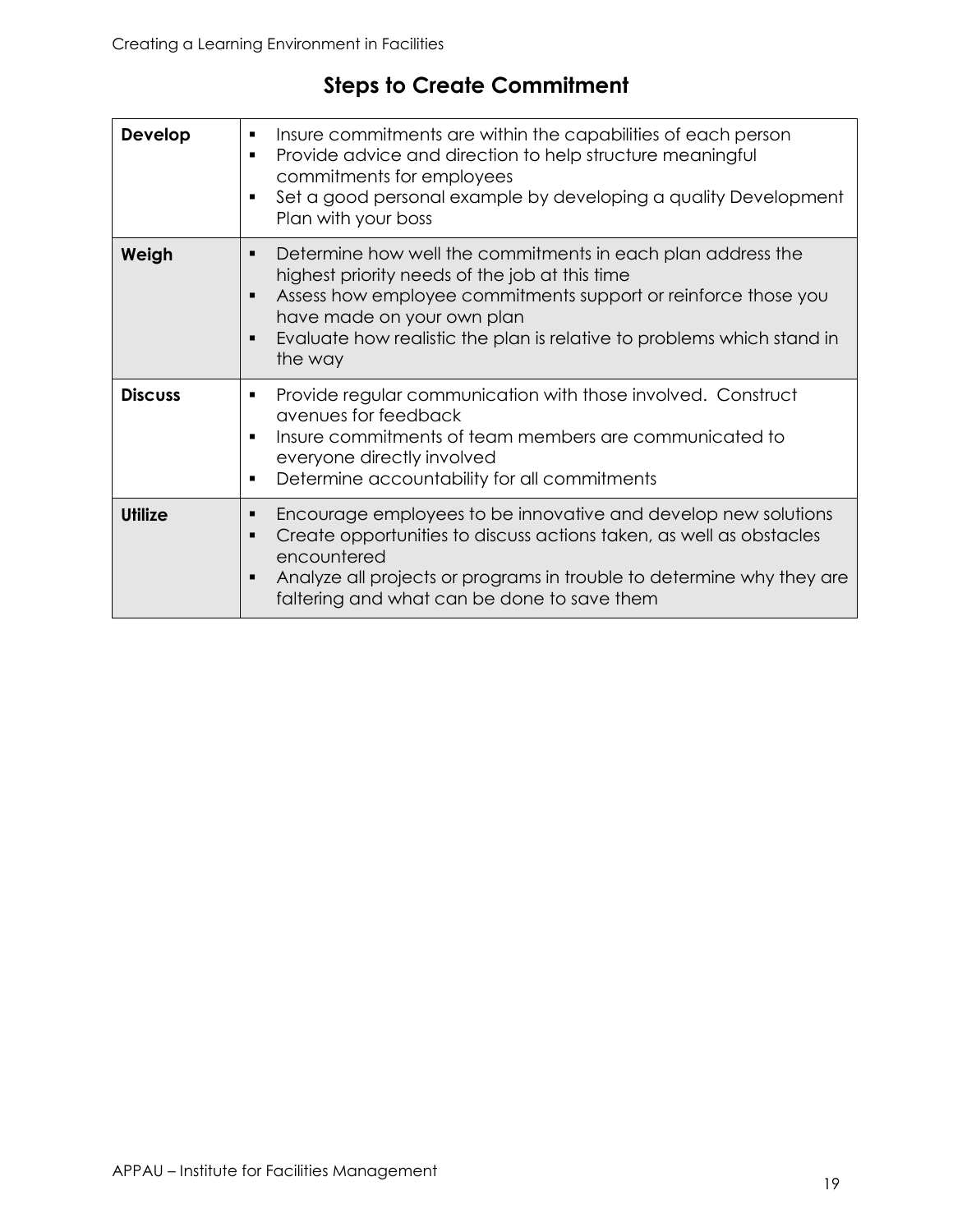## Steps to Create Commitment

| | |
|---|---|
| **Develop** | ▪ Insure commitments are within the capabilities of each person<br>▪ Provide advice and direction to help structure meaningful commitments for employees<br>▪ Set a good personal example by developing a quality Development Plan with your boss |
| **Weigh** | ▪ Determine how well the commitments in each plan address the highest priority needs of the job at this time<br>▪ Assess how employee commitments support or reinforce those you have made on your own plan<br>▪ Evaluate how realistic the plan is relative to problems which stand in the way |
| **Discuss** | ▪ Provide regular communication with those involved. Construct avenues for feedback<br>▪ Insure commitments of team members are communicated to everyone directly involved<br>▪ Determine accountability for all commitments |
| **Utilize** | ▪ Encourage employees to be innovative and develop new solutions<br>▪ Create opportunities to discuss actions taken, as well as obstacles encountered<br>▪ Analyze all projects or programs in trouble to determine why they are faltering and what can be done to save them |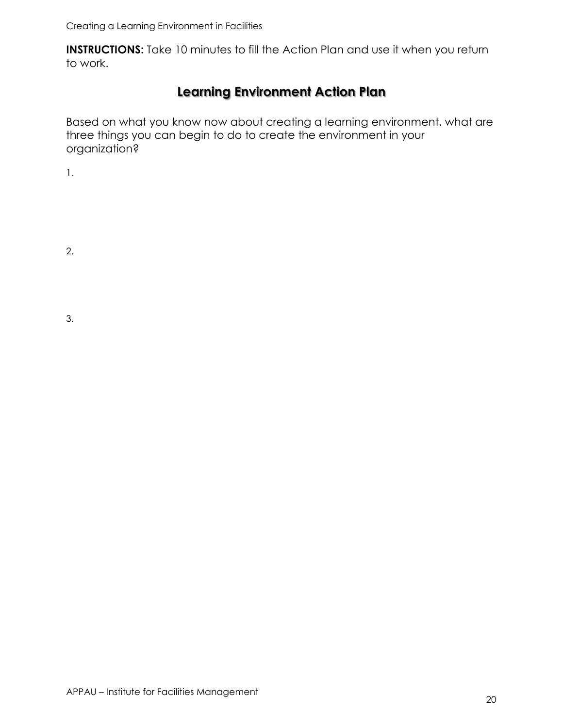**INSTRUCTIONS:** Take 10 minutes to fill the Action Plan and use it when you return to work.

## Learning Environment Action Plan

Based on what you know now about creating a learning environment, what are three things you can begin to do to create the environment in your organization?

1.

2.

3.